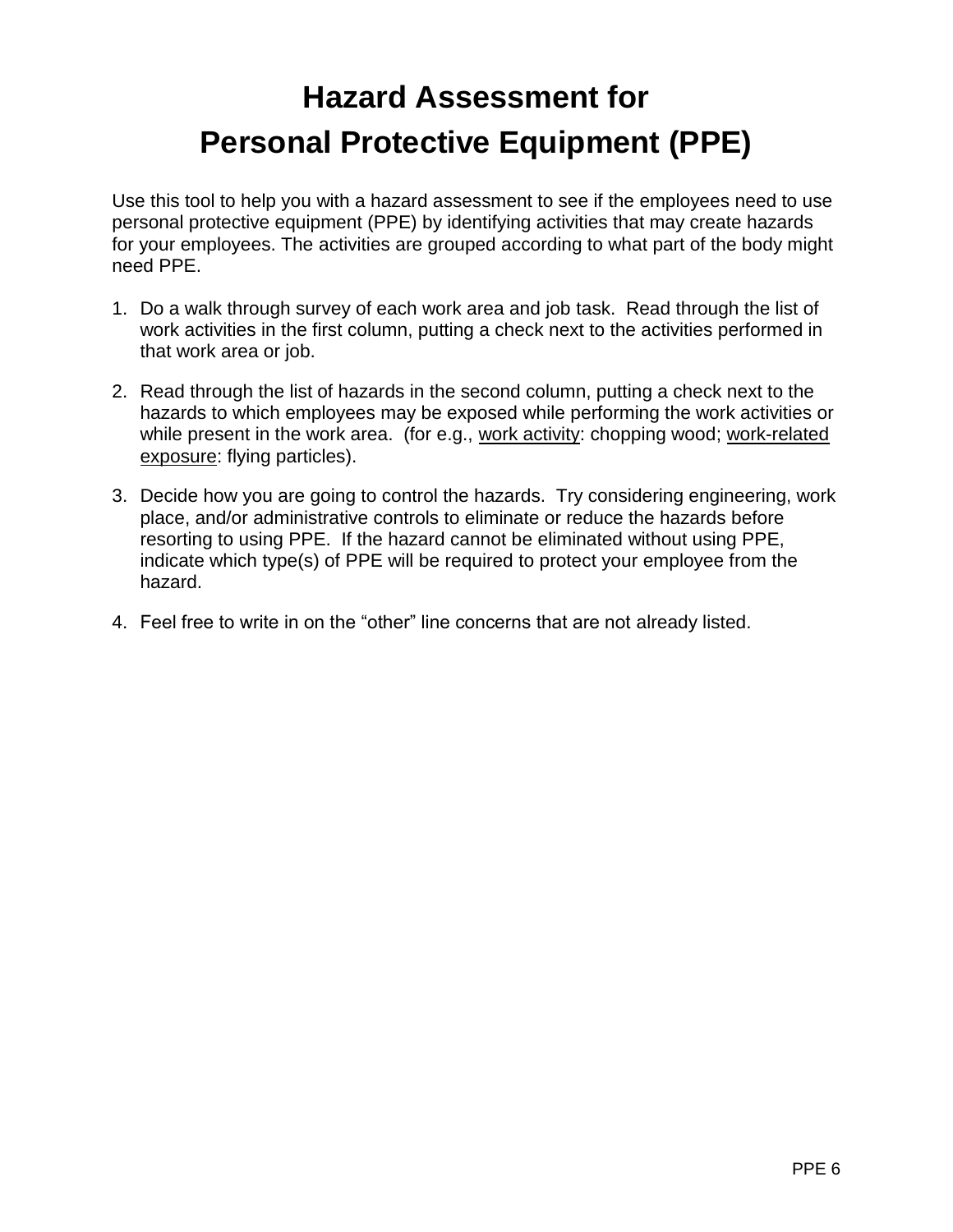# Hazard Assessment for
# Personal Protective Equipment (PPE)

Use this tool to help you with a hazard assessment to see if the employees need to use personal protective equipment (PPE) by identifying activities that may create hazards for your employees. The activities are grouped according to what part of the body might need PPE.

1. Do a walk through survey of each work area and job task. Read through the list of work activities in the first column, putting a check next to the activities performed in that work area or job.

2. Read through the list of hazards in the second column, putting a check next to the hazards to which employees may be exposed while performing the work activities or while present in the work area. (for e.g., <u>work activity</u>: chopping wood; <u>work-related exposure</u>: flying particles).

3. Decide how you are going to control the hazards. Try considering engineering, work place, and/or administrative controls to eliminate or reduce the hazards before resorting to using PPE. If the hazard cannot be eliminated without using PPE, indicate which type(s) of PPE will be required to protect your employee from the hazard.

4. Feel free to write in on the "other" line concerns that are not already listed.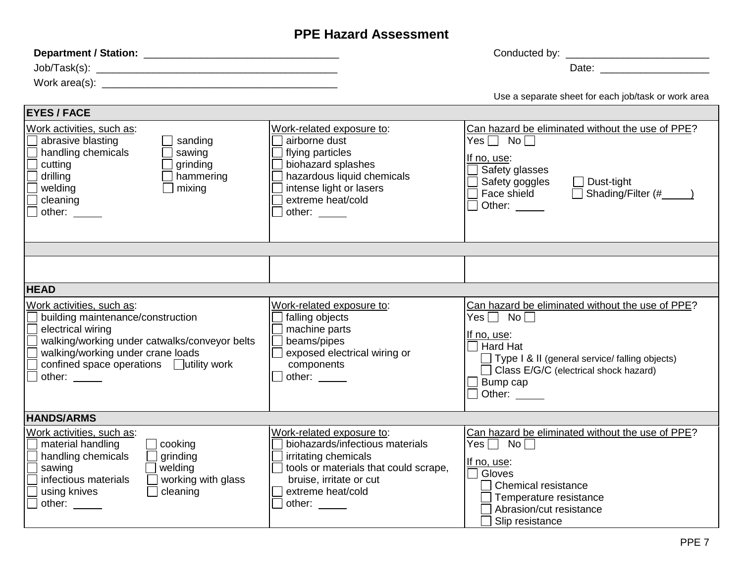# PPE Hazard Assessment

**Department / Station:** ________________________________ Conducted by: ________________________

Job/Task(s): ________________________________________ Date: __________________

Work area(s): ______________________________________

Use a separate sheet for each job/task or work area

| **EYES / FACE** | | |
|---|---|---|
| Work activities, such as:<br>☐ abrasive blasting ☐ sanding<br>☐ handling chemicals ☐ sawing<br>☐ cutting ☐ grinding<br>☐ drilling ☐ hammering<br>☐ welding ☐ mixing<br>☐ cleaning<br>☐ other: _____ | Work-related exposure to:<br>☐ airborne dust<br>☐ flying particles<br>☐ biohazard splashes<br>☐ hazardous liquid chemicals<br>☐ intense light or lasers<br>☐ extreme heat/cold<br>☐ other: _____ | Can hazard be eliminated without the use of PPE?<br>Yes ☐ No ☐<br>If no, use:<br>☐ Safety glasses<br>☐ Safety goggles ☐ Dust-tight<br>☐ Face shield ☐ Shading/Filter (#_____)<br>☐ Other: _____ |
| | | |
| | | |
| **HEAD** | | |
| Work activities, such as:<br>☐ building maintenance/construction<br>☐ electrical wiring<br>☐ walking/working under catwalks/conveyor belts<br>☐ walking/working under crane loads<br>☐ confined space operations ☐ utility work<br>☐ other: _____ | Work-related exposure to:<br>☐ falling objects<br>☐ machine parts<br>☐ beams/pipes<br>☐ exposed electrical wiring or components<br>☐ other: _____ | Can hazard be eliminated without the use of PPE?<br>Yes ☐ No ☐<br>If no, use:<br>☐ Hard Hat<br>☐ Type I & II (general service/ falling objects)<br>☐ Class E/G/C (electrical shock hazard)<br>☐ Bump cap<br>☐ Other: _____ |
| **HANDS/ARMS** | | |
| Work activities, such as:<br>☐ material handling ☐ cooking<br>☐ handling chemicals ☐ grinding<br>☐ sawing ☐ welding<br>☐ infectious materials ☐ working with glass<br>☐ using knives ☐ cleaning<br>☐ other: _____ | Work-related exposure to:<br>☐ biohazards/infectious materials<br>☐ irritating chemicals<br>☐ tools or materials that could scrape, bruise, irritate or cut<br>☐ extreme heat/cold<br>☐ other: _____ | Can hazard be eliminated without the use of PPE?<br>Yes ☐ No ☐<br>If no, use:<br>☐ Gloves<br>☐ Chemical resistance<br>☐ Temperature resistance<br>☐ Abrasion/cut resistance<br>☐ Slip resistance |

PPE 7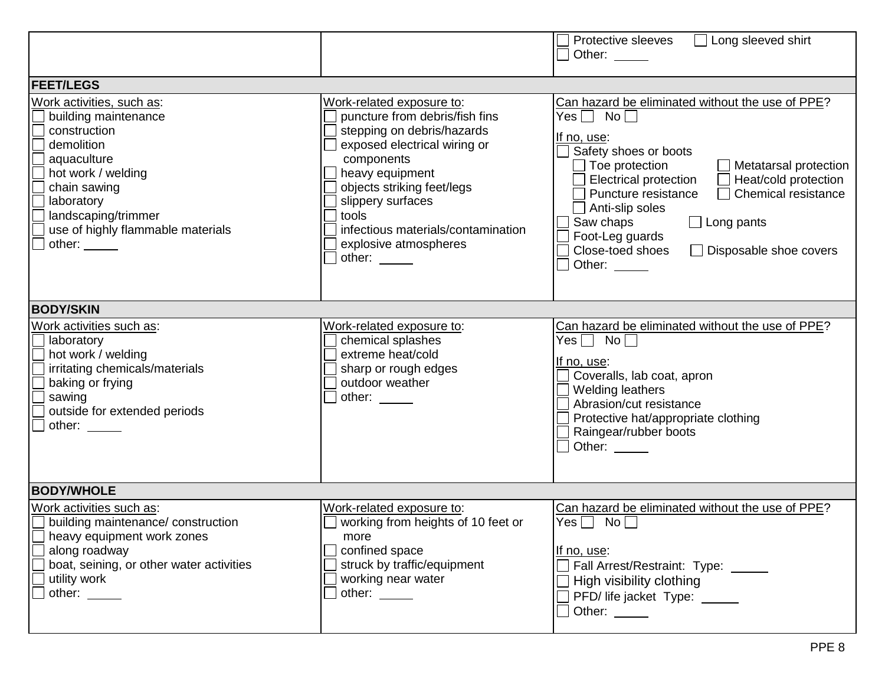| | | ☐ Protective sleeves ☐ Long sleeved shirt<br>☐ Other: _____ |
|---|---|---|
| **FEET/LEGS** | | |
| Work activities, such as:<br>☐ building maintenance<br>☐ construction<br>☐ demolition<br>☐ aquaculture<br>☐ hot work / welding<br>☐ chain sawing<br>☐ laboratory<br>☐ landscaping/trimmer<br>☐ use of highly flammable materials<br>☐ other: _____ | Work-related exposure to:<br>☐ puncture from debris/fish fins<br>☐ stepping on debris/hazards<br>☐ exposed electrical wiring or components<br>☐ heavy equipment<br>☐ objects striking feet/legs<br>☐ slippery surfaces<br>☐ tools<br>☐ infectious materials/contamination<br>☐ explosive atmospheres<br>☐ other: _____ | Can hazard be eliminated without the use of PPE?<br>Yes ☐ No ☐<br>If no, use:<br>☐ Safety shoes or boots<br>☐ Toe protection ☐ Metatarsal protection<br>☐ Electrical protection ☐ Heat/cold protection<br>☐ Puncture resistance ☐ Chemical resistance<br>☐ Anti-slip soles<br>☐ Saw chaps ☐ Long pants<br>☐ Foot-Leg guards<br>☐ Close-toed shoes ☐ Disposable shoe covers<br>☐ Other: _____ |
| **BODY/SKIN** | | |
| Work activities such as:<br>☐ laboratory<br>☐ hot work / welding<br>☐ irritating chemicals/materials<br>☐ baking or frying<br>☐ sawing<br>☐ outside for extended periods<br>☐ other: _____ | Work-related exposure to:<br>☐ chemical splashes<br>☐ extreme heat/cold<br>☐ sharp or rough edges<br>☐ outdoor weather<br>☐ other: _____ | Can hazard be eliminated without the use of PPE?<br>Yes ☐ No ☐<br>If no, use:<br>☐ Coveralls, lab coat, apron<br>☐ Welding leathers<br>☐ Abrasion/cut resistance<br>☐ Protective hat/appropriate clothing<br>☐ Raingear/rubber boots<br>☐ Other: _____ |
| **BODY/WHOLE** | | |
| Work activities such as:<br>☐ building maintenance/ construction<br>☐ heavy equipment work zones<br>☐ along roadway<br>☐ boat, seining, or other water activities<br>☐ utility work<br>☐ other: _____ | Work-related exposure to:<br>☐ working from heights of 10 feet or more<br>☐ confined space<br>☐ struck by traffic/equipment<br>☐ working near water<br>☐ other: _____ | Can hazard be eliminated without the use of PPE?<br>Yes ☐ No ☐<br>If no, use:<br>☐ Fall Arrest/Restraint: Type: _____<br>☐ High visibility clothing<br>☐ PFD/ life jacket Type: _____<br>☐ Other: _____ |

PPE 8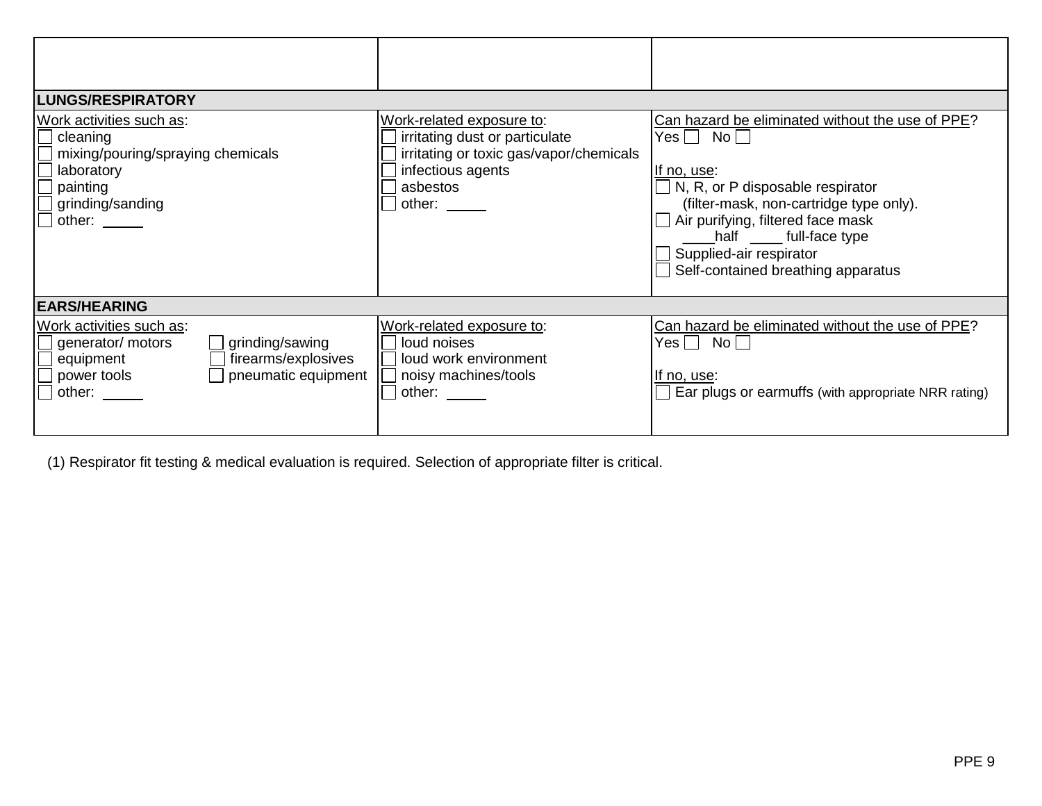| | | |
|---|---|---|
| **LUNGS/RESPIRATORY** | | |
| Work activities such as:<br>☐ cleaning<br>☐ mixing/pouring/spraying chemicals<br>☐ laboratory<br>☐ painting<br>☐ grinding/sanding<br>☐ other: _____ | Work-related exposure to:<br>☐ irritating dust or particulate<br>☐ irritating or toxic gas/vapor/chemicals<br>☐ infectious agents<br>☐ asbestos<br>☐ other: _____ | Can hazard be eliminated without the use of PPE?<br>Yes ☐ No ☐<br><br>If no, use:<br>☐ N, R, or P disposable respirator (filter-mask, non-cartridge type only).<br>☐ Air purifying, filtered face mask ____half ____ full-face type<br>☐ Supplied-air respirator<br>☐ Self-contained breathing apparatus |
| **EARS/HEARING** | | |
| Work activities such as:<br>☐ generator/ motors<br>☐ equipment<br>☐ power tools<br>☐ other: _____<br>☐ grinding/sawing<br>☐ firearms/explosives<br>☐ pneumatic equipment | Work-related exposure to:<br>☐ loud noises<br>☐ loud work environment<br>☐ noisy machines/tools<br>☐ other: _____ | Can hazard be eliminated without the use of PPE?<br>Yes ☐ No ☐<br><br>If no, use:<br>☐ Ear plugs or earmuffs (with appropriate NRR rating) |

(1) Respirator fit testing & medical evaluation is required. Selection of appropriate filter is critical.